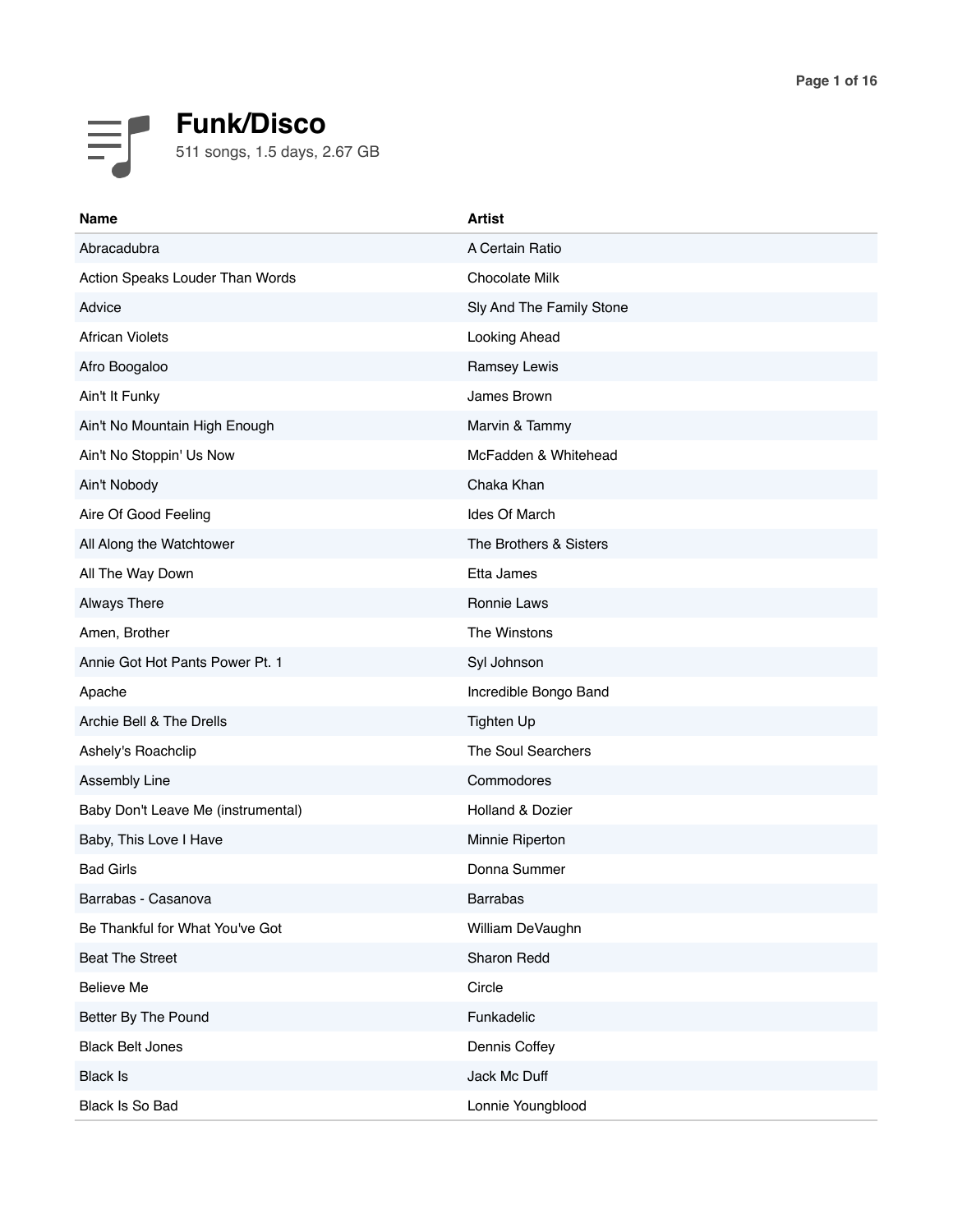# Funk/Disco

511 songs, 1.5 days, 2.67 GB

| Name | Artist |
| --- | --- |
| Abracadubra | A Certain Ratio |
| Action Speaks Louder Than Words | Chocolate Milk |
| Advice | Sly And The Family Stone |
| African Violets | Looking Ahead |
| Afro Boogaloo | Ramsey Lewis |
| Ain't It Funky | James Brown |
| Ain't No Mountain High Enough | Marvin & Tammy |
| Ain't No Stoppin' Us Now | McFadden & Whitehead |
| Ain't Nobody | Chaka Khan |
| Aire Of Good Feeling | Ides Of March |
| All Along the Watchtower | The Brothers & Sisters |
| All The Way Down | Etta James |
| Always There | Ronnie Laws |
| Amen, Brother | The Winstons |
| Annie Got Hot Pants Power Pt. 1 | Syl Johnson |
| Apache | Incredible Bongo Band |
| Archie Bell & The Drells | Tighten Up |
| Ashely's Roachclip | The Soul Searchers |
| Assembly Line | Commodores |
| Baby Don't Leave Me (instrumental) | Holland & Dozier |
| Baby, This Love I Have | Minnie Riperton |
| Bad Girls | Donna Summer |
| Barrabas - Casanova | Barrabas |
| Be Thankful for What You've Got | William DeVaughn |
| Beat The Street | Sharon Redd |
| Believe Me | Circle |
| Better By The Pound | Funkadelic |
| Black Belt Jones | Dennis Coffey |
| Black Is | Jack Mc Duff |
| Black Is So Bad | Lonnie Youngblood |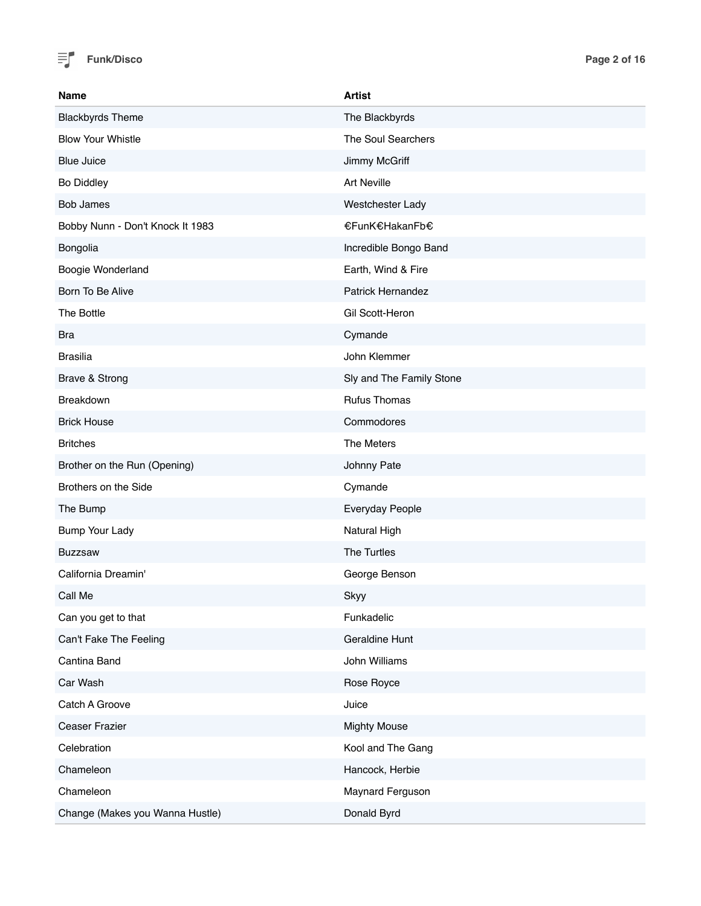| Name | Artist |
| --- | --- |
| Blackbyrds Theme | The Blackbyrds |
| Blow Your Whistle | The Soul Searchers |
| Blue Juice | Jimmy McGriff |
| Bo Diddley | Art Neville |
| Bob James | Westchester Lady |
| Bobby Nunn - Don't Knock It 1983 | €FunK€HakanFb€ |
| Bongolia | Incredible Bongo Band |
| Boogie Wonderland | Earth, Wind & Fire |
| Born To Be Alive | Patrick Hernandez |
| The Bottle | Gil Scott-Heron |
| Bra | Cymande |
| Brasilia | John Klemmer |
| Brave & Strong | Sly and The Family Stone |
| Breakdown | Rufus Thomas |
| Brick House | Commodores |
| Britches | The Meters |
| Brother on the Run (Opening) | Johnny Pate |
| Brothers on the Side | Cymande |
| The Bump | Everyday People |
| Bump Your Lady | Natural High |
| Buzzsaw | The Turtles |
| California Dreamin' | George Benson |
| Call Me | Skyy |
| Can you get to that | Funkadelic |
| Can't Fake The Feeling | Geraldine Hunt |
| Cantina Band | John Williams |
| Car Wash | Rose Royce |
| Catch A Groove | Juice |
| Ceaser Frazier | Mighty Mouse |
| Celebration | Kool and The Gang |
| Chameleon | Hancock, Herbie |
| Chameleon | Maynard Ferguson |
| Change (Makes you Wanna Hustle) | Donald Byrd |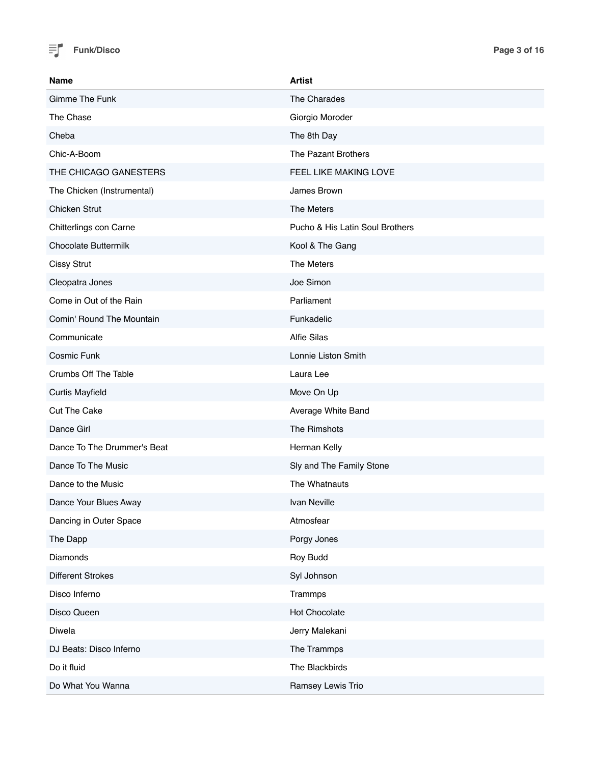| Name | Artist |
| --- | --- |
| Gimme The Funk | The Charades |
| The Chase | Giorgio Moroder |
| Cheba | The 8th Day |
| Chic-A-Boom | The Pazant Brothers |
| THE CHICAGO GANESTERS | FEEL LIKE MAKING LOVE |
| The Chicken (Instrumental) | James Brown |
| Chicken Strut | The Meters |
| Chitterlings con Carne | Pucho & His Latin Soul Brothers |
| Chocolate Buttermilk | Kool & The Gang |
| Cissy Strut | The Meters |
| Cleopatra Jones | Joe Simon |
| Come in Out of the Rain | Parliament |
| Comin' Round The Mountain | Funkadelic |
| Communicate | Alfie Silas |
| Cosmic Funk | Lonnie Liston Smith |
| Crumbs Off The Table | Laura Lee |
| Curtis Mayfield | Move On Up |
| Cut The Cake | Average White Band |
| Dance Girl | The Rimshots |
| Dance To The Drummer's Beat | Herman Kelly |
| Dance To The Music | Sly and The Family Stone |
| Dance to the Music | The Whatnauts |
| Dance Your Blues Away | Ivan Neville |
| Dancing in Outer Space | Atmosfear |
| The Dapp | Porgy Jones |
| Diamonds | Roy Budd |
| Different Strokes | Syl Johnson |
| Disco Inferno | Trammps |
| Disco Queen | Hot Chocolate |
| Diwela | Jerry Malekani |
| DJ Beats: Disco Inferno | The Trammps |
| Do it fluid | The Blackbirds |
| Do What You Wanna | Ramsey Lewis Trio |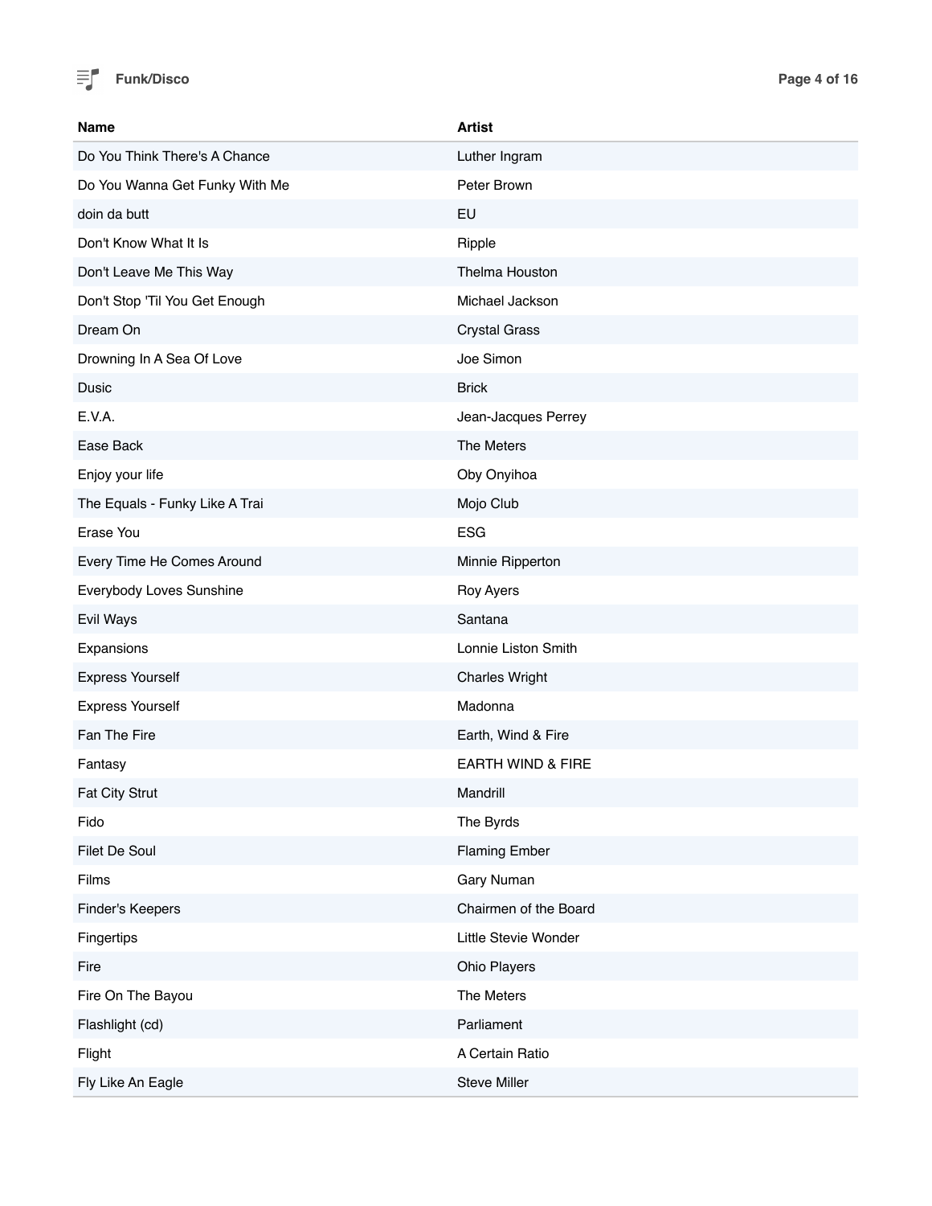| Name | Artist |
| --- | --- |
| Do You Think There's A Chance | Luther Ingram |
| Do You Wanna Get Funky With Me | Peter Brown |
| doin da butt | EU |
| Don't Know What It Is | Ripple |
| Don't Leave Me This Way | Thelma Houston |
| Don't Stop 'Til You Get Enough | Michael Jackson |
| Dream On | Crystal Grass |
| Drowning In A Sea Of Love | Joe Simon |
| Dusic | Brick |
| E.V.A. | Jean-Jacques Perrey |
| Ease Back | The Meters |
| Enjoy your life | Oby Onyihoa |
| The Equals - Funky Like A Trai | Mojo Club |
| Erase You | ESG |
| Every Time He Comes Around | Minnie Ripperton |
| Everybody Loves Sunshine | Roy Ayers |
| Evil Ways | Santana |
| Expansions | Lonnie Liston Smith |
| Express Yourself | Charles Wright |
| Express Yourself | Madonna |
| Fan The Fire | Earth, Wind & Fire |
| Fantasy | EARTH WIND & FIRE |
| Fat City Strut | Mandrill |
| Fido | The Byrds |
| Filet De Soul | Flaming Ember |
| Films | Gary Numan |
| Finder's Keepers | Chairmen of the Board |
| Fingertips | Little Stevie Wonder |
| Fire | Ohio Players |
| Fire On The Bayou | The Meters |
| Flashlight (cd) | Parliament |
| Flight | A Certain Ratio |
| Fly Like An Eagle | Steve Miller |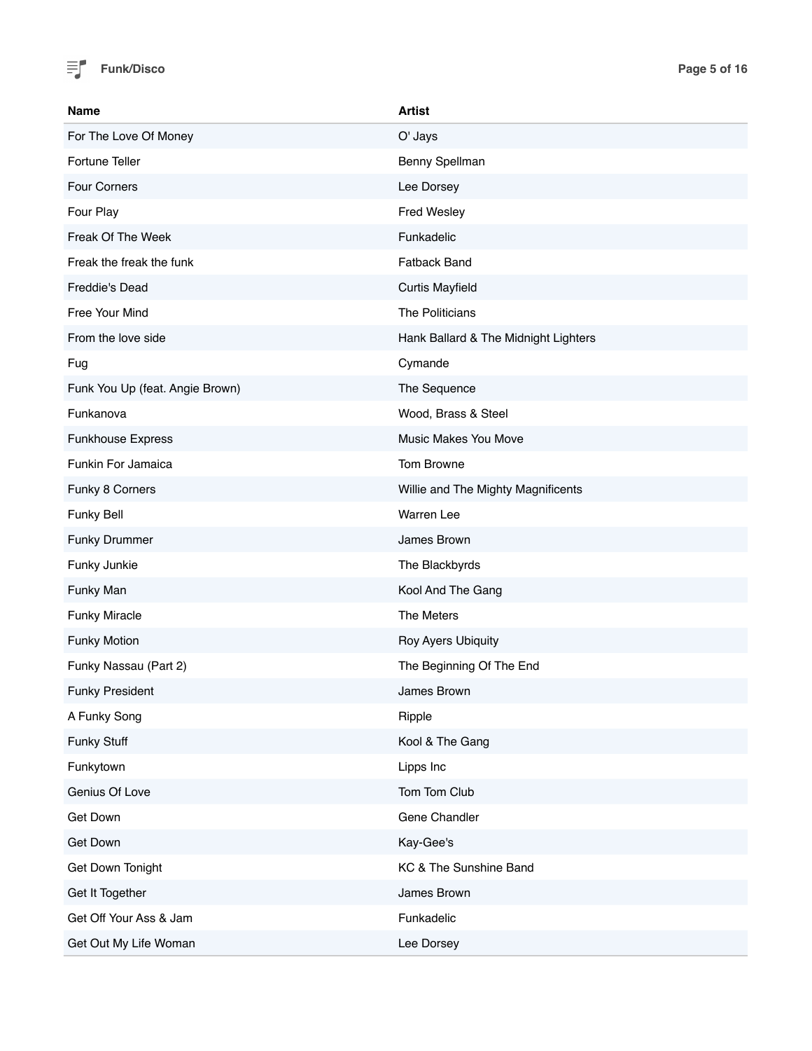# Funk/Disco

| Name | Artist |
| --- | --- |
| For The Love Of Money | O' Jays |
| Fortune Teller | Benny Spellman |
| Four Corners | Lee Dorsey |
| Four Play | Fred Wesley |
| Freak Of The Week | Funkadelic |
| Freak the freak the funk | Fatback Band |
| Freddie's Dead | Curtis Mayfield |
| Free Your Mind | The Politicians |
| From the love side | Hank Ballard & The Midnight Lighters |
| Fug | Cymande |
| Funk You Up (feat. Angie Brown) | The Sequence |
| Funkanova | Wood, Brass & Steel |
| Funkhouse Express | Music Makes You Move |
| Funkin For Jamaica | Tom Browne |
| Funky 8 Corners | Willie and The Mighty Magnificents |
| Funky Bell | Warren Lee |
| Funky Drummer | James Brown |
| Funky Junkie | The Blackbyrds |
| Funky Man | Kool And The Gang |
| Funky Miracle | The Meters |
| Funky Motion | Roy Ayers Ubiquity |
| Funky Nassau (Part 2) | The Beginning Of The End |
| Funky President | James Brown |
| A Funky Song | Ripple |
| Funky Stuff | Kool & The Gang |
| Funkytown | Lipps Inc |
| Genius Of Love | Tom Tom Club |
| Get Down | Gene Chandler |
| Get Down | Kay-Gee's |
| Get Down Tonight | KC & The Sunshine Band |
| Get It Together | James Brown |
| Get Off Your Ass & Jam | Funkadelic |
| Get Out My Life Woman | Lee Dorsey |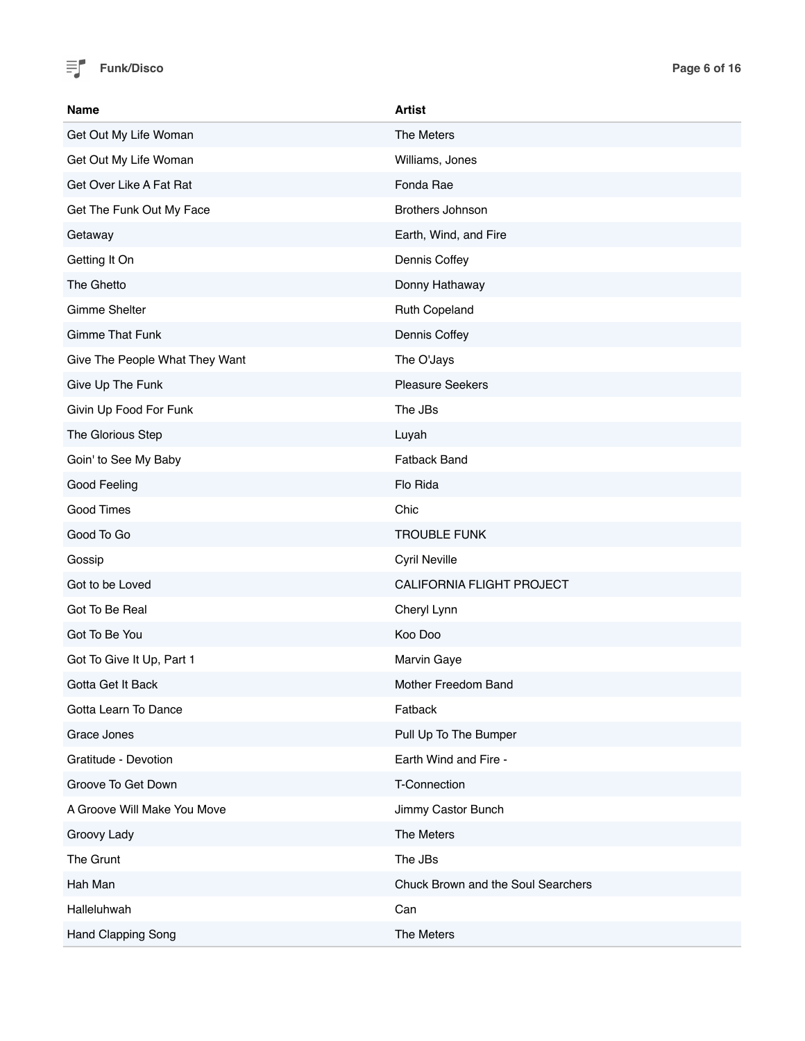| Name | Artist |
| --- | --- |
| Get Out My Life Woman | The Meters |
| Get Out My Life Woman | Williams, Jones |
| Get Over Like A Fat Rat | Fonda Rae |
| Get The Funk Out My Face | Brothers Johnson |
| Getaway | Earth, Wind, and Fire |
| Getting It On | Dennis Coffey |
| The Ghetto | Donny Hathaway |
| Gimme Shelter | Ruth Copeland |
| Gimme That Funk | Dennis Coffey |
| Give The People What They Want | The O'Jays |
| Give Up The Funk | Pleasure Seekers |
| Givin Up Food For Funk | The JBs |
| The Glorious Step | Luyah |
| Goin' to See My Baby | Fatback Band |
| Good Feeling | Flo Rida |
| Good Times | Chic |
| Good To Go | TROUBLE FUNK |
| Gossip | Cyril Neville |
| Got to be Loved | CALIFORNIA FLIGHT PROJECT |
| Got To Be Real | Cheryl Lynn |
| Got To Be You | Koo Doo |
| Got To Give It Up, Part 1 | Marvin Gaye |
| Gotta Get It Back | Mother Freedom Band |
| Gotta Learn To Dance | Fatback |
| Grace Jones | Pull Up To The Bumper |
| Gratitude - Devotion | Earth Wind and Fire - |
| Groove To Get Down | T-Connection |
| A Groove Will Make You Move | Jimmy Castor Bunch |
| Groovy Lady | The Meters |
| The Grunt | The JBs |
| Hah Man | Chuck Brown and the Soul Searchers |
| Halleluhwah | Can |
| Hand Clapping Song | The Meters |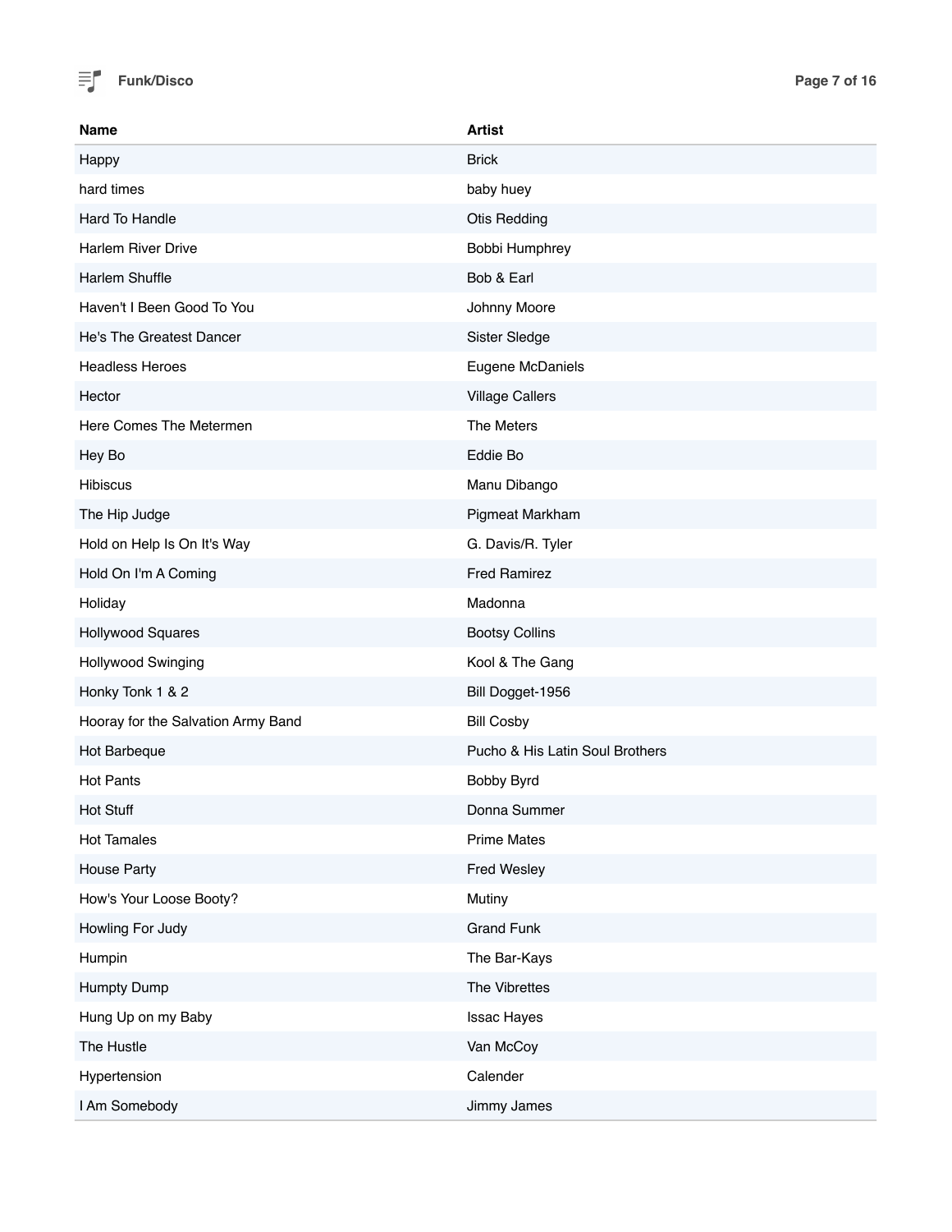| Name | Artist |
| --- | --- |
| Happy | Brick |
| hard times | baby huey |
| Hard To Handle | Otis Redding |
| Harlem River Drive | Bobbi Humphrey |
| Harlem Shuffle | Bob & Earl |
| Haven't I Been Good To You | Johnny Moore |
| He's The Greatest Dancer | Sister Sledge |
| Headless Heroes | Eugene McDaniels |
| Hector | Village Callers |
| Here Comes The Metermen | The Meters |
| Hey Bo | Eddie Bo |
| Hibiscus | Manu Dibango |
| The Hip Judge | Pigmeat Markham |
| Hold on Help Is On It's Way | G. Davis/R. Tyler |
| Hold On I'm A Coming | Fred Ramirez |
| Holiday | Madonna |
| Hollywood Squares | Bootsy Collins |
| Hollywood Swinging | Kool & The Gang |
| Honky Tonk 1 & 2 | Bill Dogget-1956 |
| Hooray for the Salvation Army Band | Bill Cosby |
| Hot Barbeque | Pucho & His Latin Soul Brothers |
| Hot Pants | Bobby Byrd |
| Hot Stuff | Donna Summer |
| Hot Tamales | Prime Mates |
| House Party | Fred Wesley |
| How's Your Loose Booty? | Mutiny |
| Howling For Judy | Grand Funk |
| Humpin | The Bar-Kays |
| Humpty Dump | The Vibrettes |
| Hung Up on my Baby | Issac Hayes |
| The Hustle | Van McCoy |
| Hypertension | Calender |
| I Am Somebody | Jimmy James |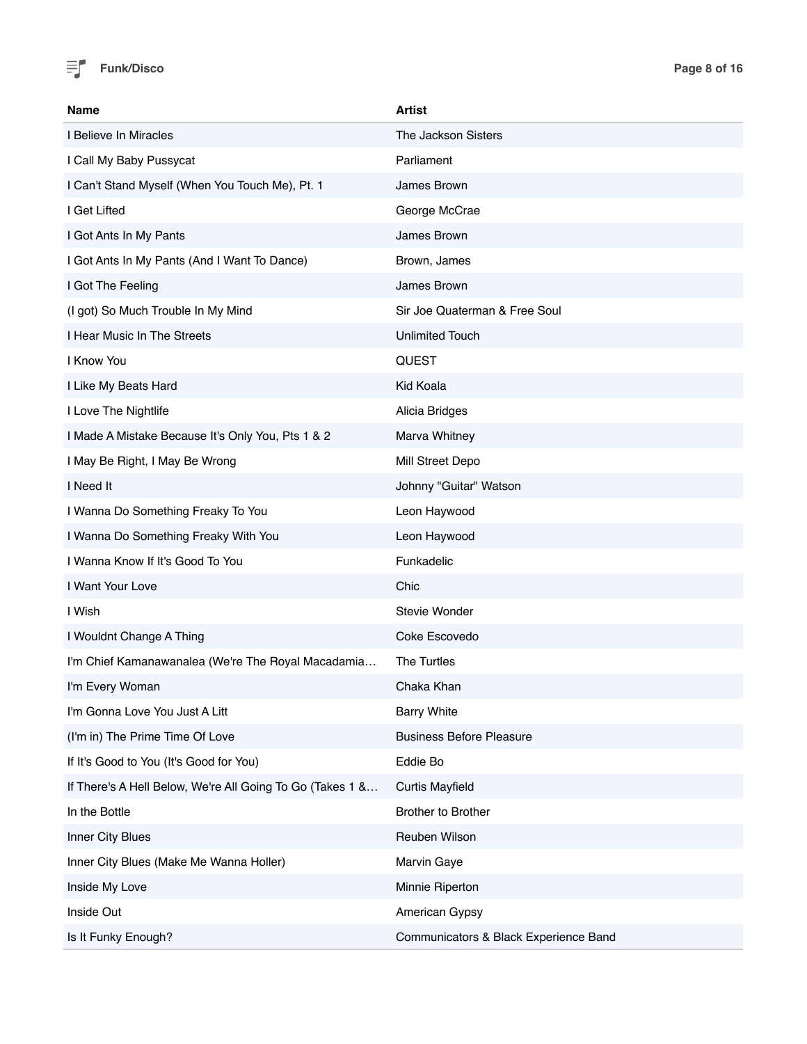| Name | Artist |
| --- | --- |
| I Believe In Miracles | The Jackson Sisters |
| I Call My Baby Pussycat | Parliament |
| I Can't Stand Myself (When You Touch Me), Pt. 1 | James Brown |
| I Get Lifted | George McCrae |
| I Got Ants In My Pants | James Brown |
| I Got Ants In My Pants (And I Want To Dance) | Brown, James |
| I Got The Feeling | James Brown |
| (I got) So Much Trouble In My Mind | Sir Joe Quaterman & Free Soul |
| I Hear Music In The Streets | Unlimited Touch |
| I Know You | QUEST |
| I Like My Beats Hard | Kid Koala |
| I Love The Nightlife | Alicia Bridges |
| I Made A Mistake Because It's Only You, Pts 1 & 2 | Marva Whitney |
| I May Be Right, I May Be Wrong | Mill Street Depo |
| I Need It | Johnny "Guitar" Watson |
| I Wanna Do Something Freaky To You | Leon Haywood |
| I Wanna Do Something Freaky With You | Leon Haywood |
| I Wanna Know If It's Good To You | Funkadelic |
| I Want Your Love | Chic |
| I Wish | Stevie Wonder |
| I Wouldnt Change A Thing | Coke Escovedo |
| I'm Chief Kamanawanalea (We're The Royal Macadamia… | The Turtles |
| I'm Every Woman | Chaka Khan |
| I'm Gonna Love You Just A Litt | Barry White |
| (I'm in) The Prime Time Of Love | Business Before Pleasure |
| If It's Good to You (It's Good for You) | Eddie Bo |
| If There's A Hell Below, We're All Going To Go (Takes 1 &… | Curtis Mayfield |
| In the Bottle | Brother to Brother |
| Inner City Blues | Reuben Wilson |
| Inner City Blues (Make Me Wanna Holler) | Marvin Gaye |
| Inside My Love | Minnie Riperton |
| Inside Out | American Gypsy |
| Is It Funky Enough? | Communicators & Black Experience Band |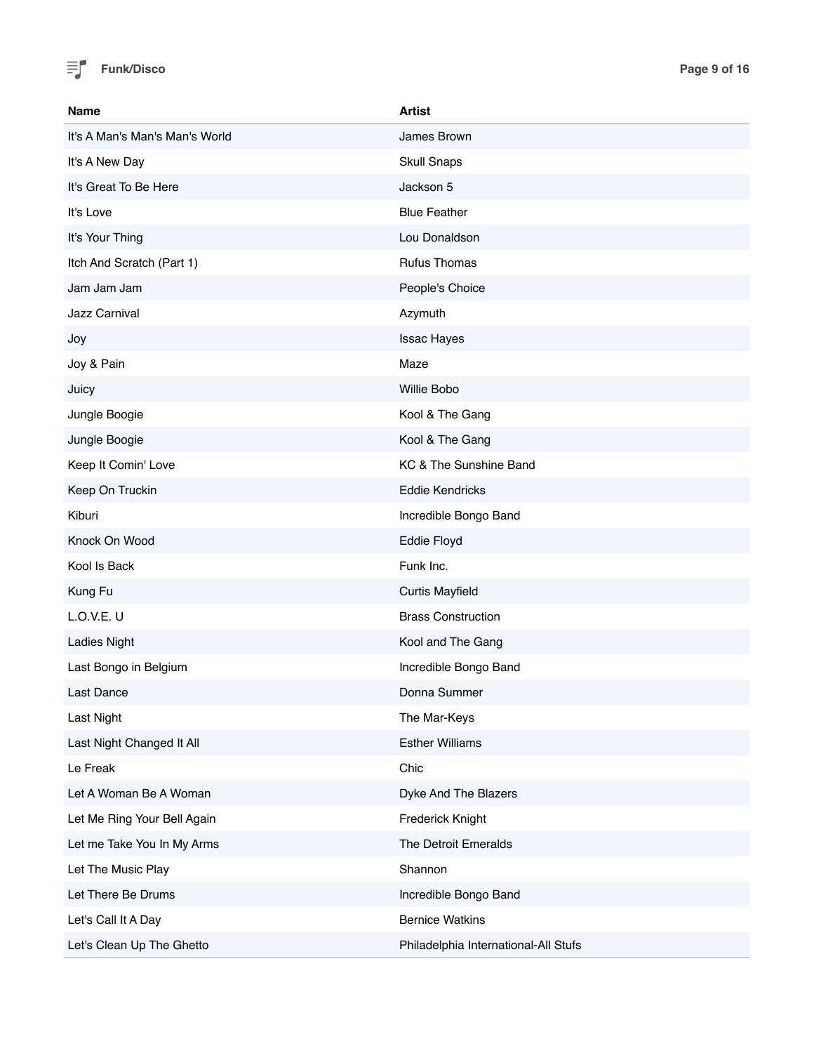| Name | Artist |
| --- | --- |
| It's A Man's Man's Man's World | James Brown |
| It's A New Day | Skull Snaps |
| It's Great To Be Here | Jackson 5 |
| It's Love | Blue Feather |
| It's Your Thing | Lou Donaldson |
| Itch And Scratch (Part 1) | Rufus Thomas |
| Jam Jam Jam | People's Choice |
| Jazz Carnival | Azymuth |
| Joy | Issac Hayes |
| Joy & Pain | Maze |
| Juicy | Willie Bobo |
| Jungle Boogie | Kool & The Gang |
| Jungle Boogie | Kool & The Gang |
| Keep It Comin' Love | KC & The Sunshine Band |
| Keep On Truckin | Eddie Kendricks |
| Kiburi | Incredible Bongo Band |
| Knock On Wood | Eddie Floyd |
| Kool Is Back | Funk Inc. |
| Kung Fu | Curtis Mayfield |
| L.O.V.E. U | Brass Construction |
| Ladies Night | Kool and The Gang |
| Last Bongo in Belgium | Incredible Bongo Band |
| Last Dance | Donna Summer |
| Last Night | The Mar-Keys |
| Last Night Changed It All | Esther Williams |
| Le Freak | Chic |
| Let A Woman Be A Woman | Dyke And The Blazers |
| Let Me Ring Your Bell Again | Frederick Knight |
| Let me Take You In My Arms | The Detroit Emeralds |
| Let The Music Play | Shannon |
| Let There Be Drums | Incredible Bongo Band |
| Let's Call It A Day | Bernice Watkins |
| Let's Clean Up The Ghetto | Philadelphia International-All Stufs |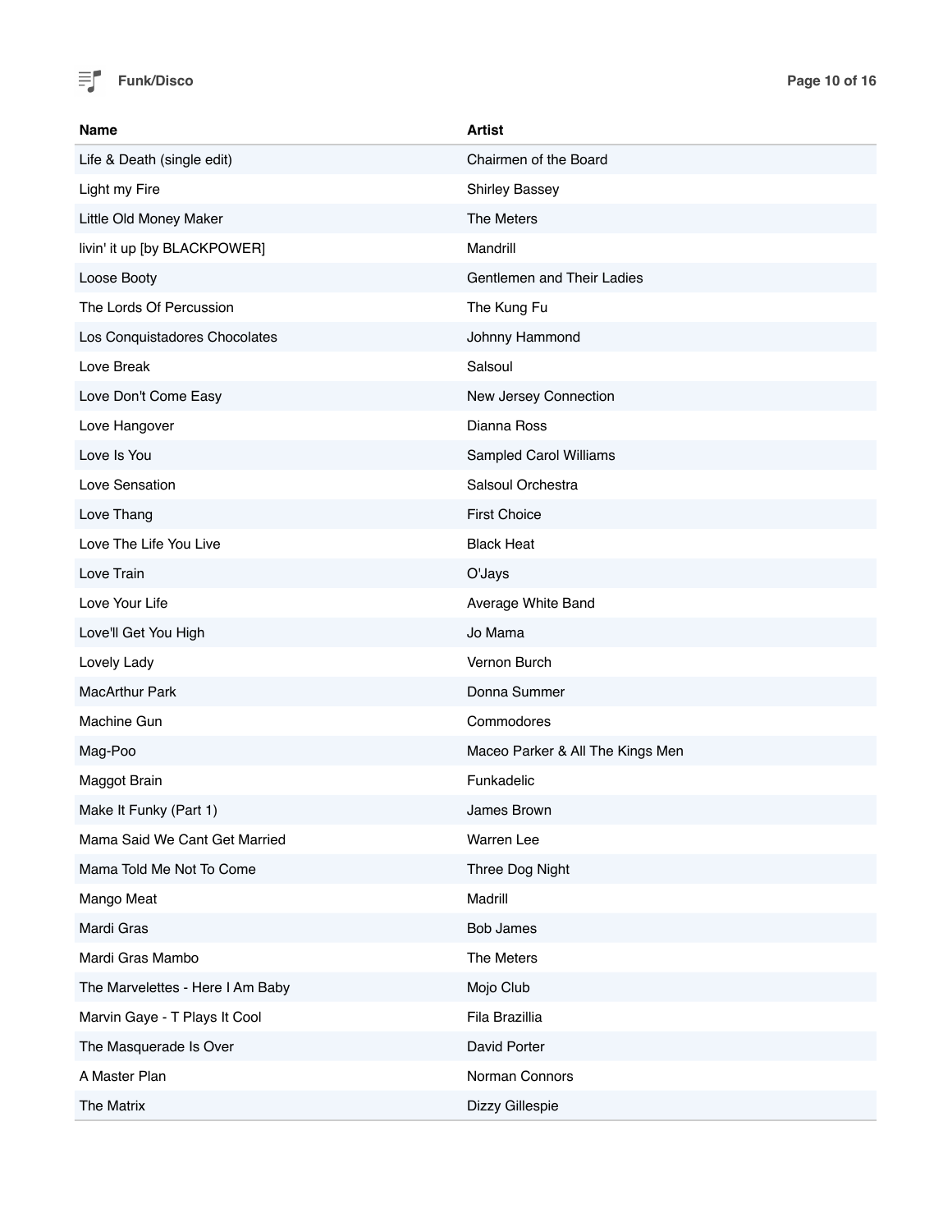| Name | Artist |
| --- | --- |
| Life & Death (single edit) | Chairmen of the Board |
| Light my Fire | Shirley Bassey |
| Little Old Money Maker | The Meters |
| livin' it up [by BLACKPOWER] | Mandrill |
| Loose Booty | Gentlemen and Their Ladies |
| The Lords Of Percussion | The Kung Fu |
| Los Conquistadores Chocolates | Johnny Hammond |
| Love Break | Salsoul |
| Love Don't Come Easy | New Jersey Connection |
| Love Hangover | Dianna Ross |
| Love Is You | Sampled Carol Williams |
| Love Sensation | Salsoul Orchestra |
| Love Thang | First Choice |
| Love The Life You Live | Black Heat |
| Love Train | O'Jays |
| Love Your Life | Average White Band |
| Love'll Get You High | Jo Mama |
| Lovely Lady | Vernon Burch |
| MacArthur Park | Donna Summer |
| Machine Gun | Commodores |
| Mag-Poo | Maceo Parker & All The Kings Men |
| Maggot Brain | Funkadelic |
| Make It Funky (Part 1) | James Brown |
| Mama Said We Cant Get Married | Warren Lee |
| Mama Told Me Not To Come | Three Dog Night |
| Mango Meat | Madrill |
| Mardi Gras | Bob James |
| Mardi Gras Mambo | The Meters |
| The Marvelettes - Here I Am Baby | Mojo Club |
| Marvin Gaye - T Plays It Cool | Fila Brazillia |
| The Masquerade Is Over | David Porter |
| A Master Plan | Norman Connors |
| The Matrix | Dizzy Gillespie |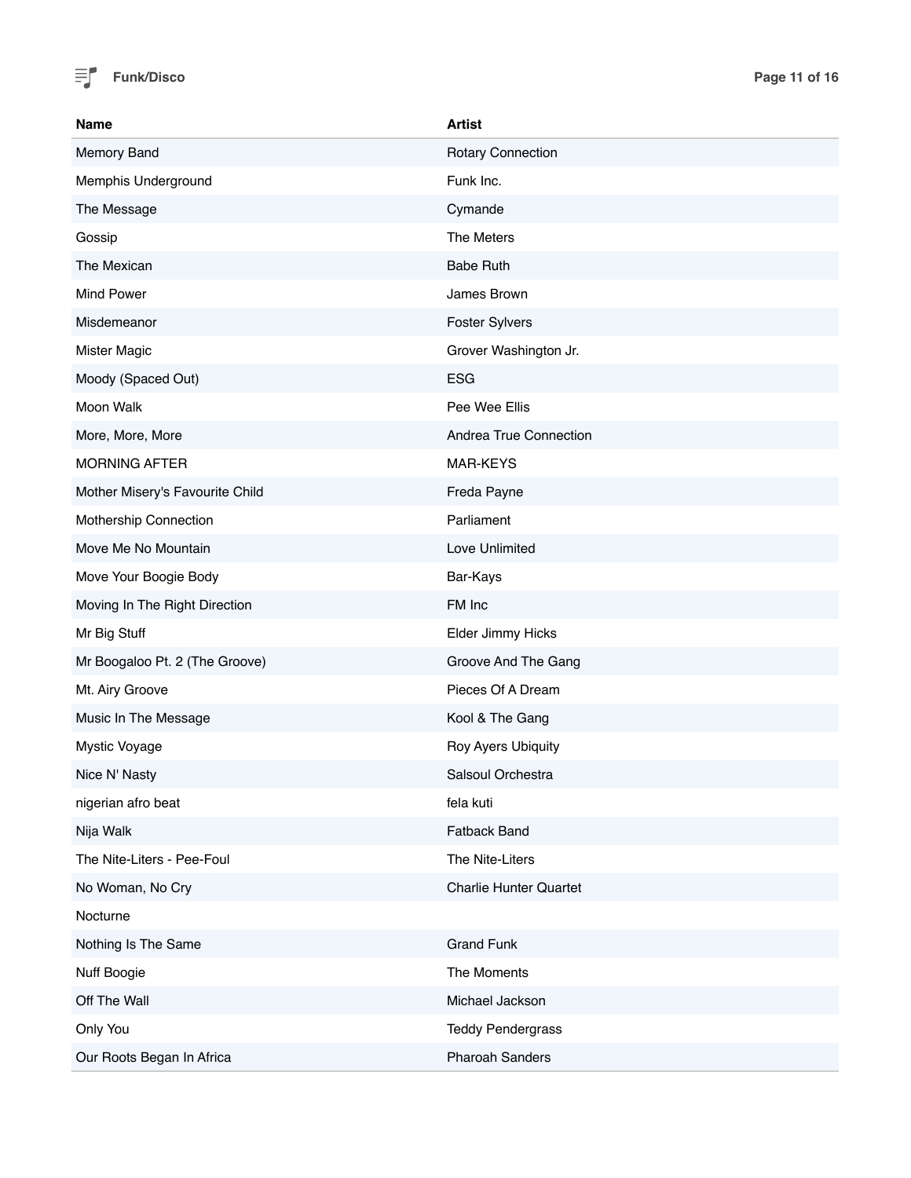| Name | Artist |
|---|---|
| Memory Band | Rotary Connection |
| Memphis Underground | Funk Inc. |
| The Message | Cymande |
| Gossip | The Meters |
| The Mexican | Babe Ruth |
| Mind Power | James Brown |
| Misdemeanor | Foster Sylvers |
| Mister Magic | Grover Washington Jr. |
| Moody (Spaced Out) | ESG |
| Moon Walk | Pee Wee Ellis |
| More, More, More | Andrea True Connection |
| MORNING AFTER | MAR-KEYS |
| Mother Misery's Favourite Child | Freda Payne |
| Mothership Connection | Parliament |
| Move Me No Mountain | Love Unlimited |
| Move Your Boogie Body | Bar-Kays |
| Moving In The Right Direction | FM Inc |
| Mr Big Stuff | Elder Jimmy Hicks |
| Mr Boogaloo Pt. 2 (The Groove) | Groove And The Gang |
| Mt. Airy Groove | Pieces Of A Dream |
| Music In The Message | Kool & The Gang |
| Mystic Voyage | Roy Ayers Ubiquity |
| Nice N' Nasty | Salsoul Orchestra |
| nigerian afro beat | fela kuti |
| Nija Walk | Fatback Band |
| The Nite-Liters - Pee-Foul | The Nite-Liters |
| No Woman, No Cry | Charlie Hunter Quartet |
| Nocturne | |
| Nothing Is The Same | Grand Funk |
| Nuff Boogie | The Moments |
| Off The Wall | Michael Jackson |
| Only You | Teddy Pendergrass |
| Our Roots Began In Africa | Pharoah Sanders |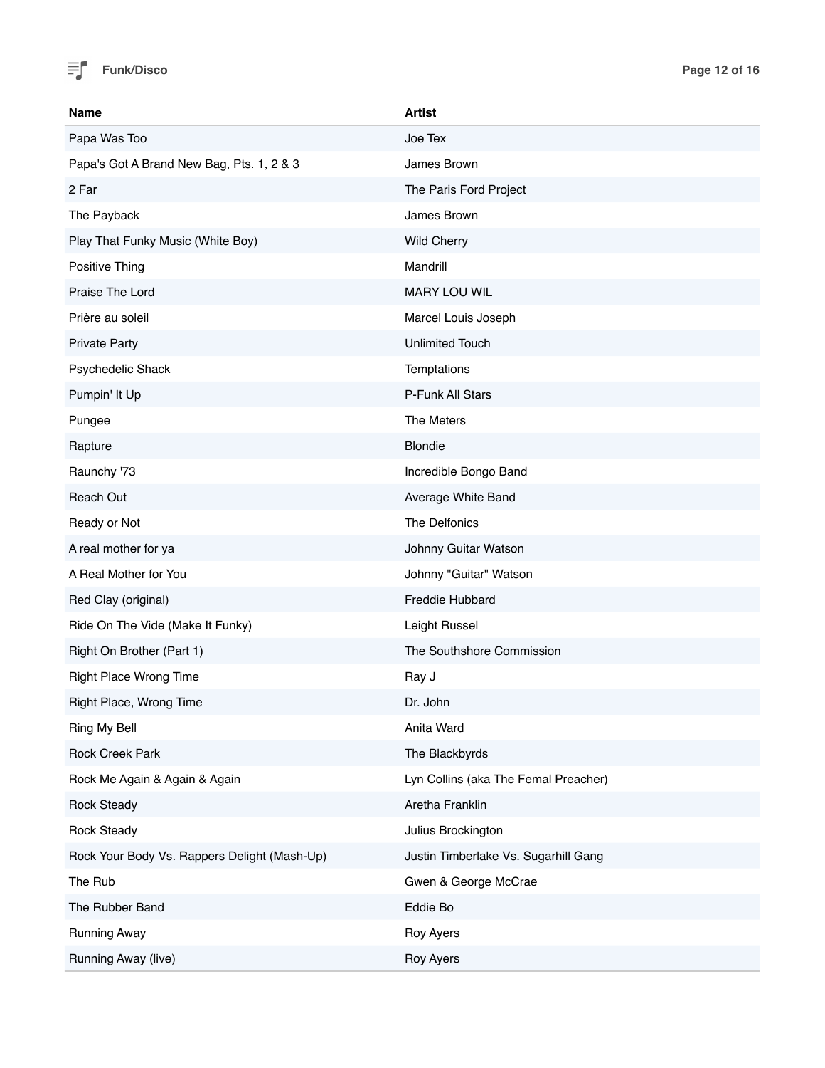| Name | Artist |
| --- | --- |
| Papa Was Too | Joe Tex |
| Papa's Got A Brand New Bag, Pts. 1, 2 & 3 | James Brown |
| 2 Far | The Paris Ford Project |
| The Payback | James Brown |
| Play That Funky Music (White Boy) | Wild Cherry |
| Positive Thing | Mandrill |
| Praise The Lord | MARY LOU WIL |
| Prière au soleil | Marcel Louis Joseph |
| Private Party | Unlimited Touch |
| Psychedelic Shack | Temptations |
| Pumpin' It Up | P-Funk All Stars |
| Pungee | The Meters |
| Rapture | Blondie |
| Raunchy '73 | Incredible Bongo Band |
| Reach Out | Average White Band |
| Ready or Not | The Delfonics |
| A real mother for ya | Johnny Guitar Watson |
| A Real Mother for You | Johnny "Guitar" Watson |
| Red Clay (original) | Freddie Hubbard |
| Ride On The Vide (Make It Funky) | Leight Russel |
| Right On Brother (Part 1) | The Southshore Commission |
| Right Place Wrong Time | Ray J |
| Right Place, Wrong Time | Dr. John |
| Ring My Bell | Anita Ward |
| Rock Creek Park | The Blackbyrds |
| Rock Me Again & Again & Again | Lyn Collins (aka The Femal Preacher) |
| Rock Steady | Aretha Franklin |
| Rock Steady | Julius Brockington |
| Rock Your Body Vs. Rappers Delight (Mash-Up) | Justin Timberlake Vs. Sugarhill Gang |
| The Rub | Gwen & George McCrae |
| The Rubber Band | Eddie Bo |
| Running Away | Roy Ayers |
| Running Away (live) | Roy Ayers |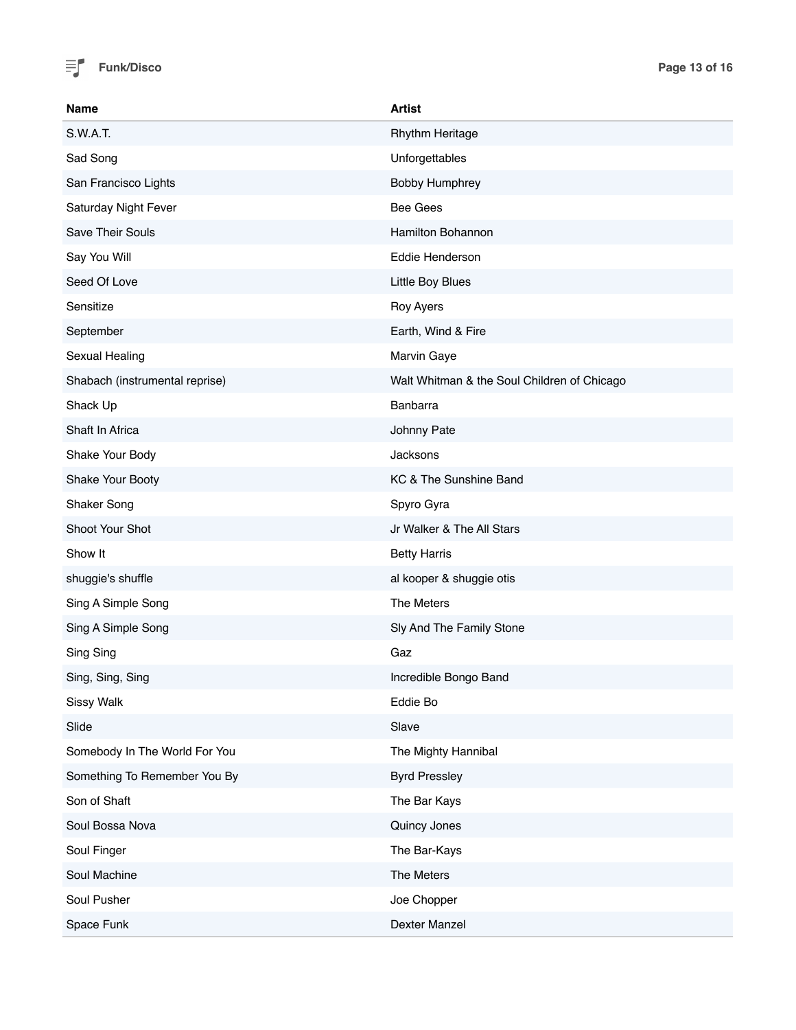| Name | Artist |
|---|---|
| S.W.A.T. | Rhythm Heritage |
| Sad Song | Unforgettables |
| San Francisco Lights | Bobby Humphrey |
| Saturday Night Fever | Bee Gees |
| Save Their Souls | Hamilton Bohannon |
| Say You Will | Eddie Henderson |
| Seed Of Love | Little Boy Blues |
| Sensitize | Roy Ayers |
| September | Earth, Wind & Fire |
| Sexual Healing | Marvin Gaye |
| Shabach (instrumental reprise) | Walt Whitman & the Soul Children of Chicago |
| Shack Up | Banbarra |
| Shaft In Africa | Johnny Pate |
| Shake Your Body | Jacksons |
| Shake Your Booty | KC & The Sunshine Band |
| Shaker Song | Spyro Gyra |
| Shoot Your Shot | Jr Walker & The All Stars |
| Show It | Betty Harris |
| shuggie's shuffle | al kooper & shuggie otis |
| Sing A Simple Song | The Meters |
| Sing A Simple Song | Sly And The Family Stone |
| Sing Sing | Gaz |
| Sing, Sing, Sing | Incredible Bongo Band |
| Sissy Walk | Eddie Bo |
| Slide | Slave |
| Somebody In The World For You | The Mighty Hannibal |
| Something To Remember You By | Byrd Pressley |
| Son of Shaft | The Bar Kays |
| Soul Bossa Nova | Quincy Jones |
| Soul Finger | The Bar-Kays |
| Soul Machine | The Meters |
| Soul Pusher | Joe Chopper |
| Space Funk | Dexter Manzel |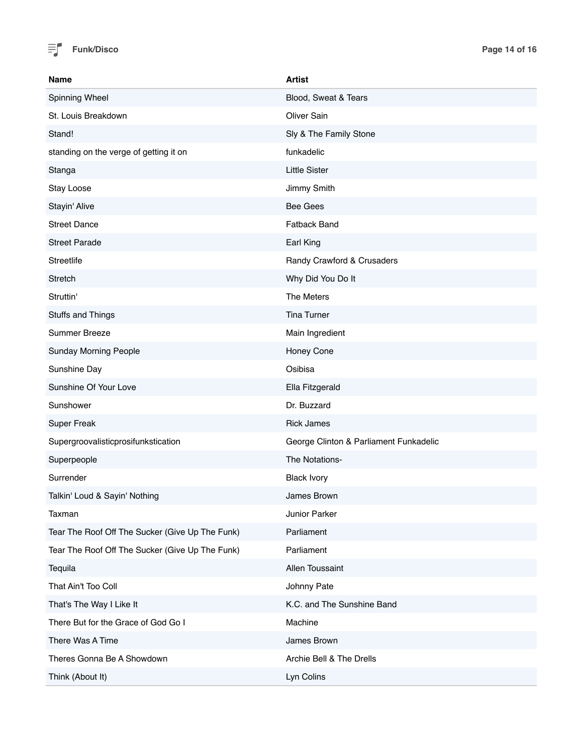**Funk/Disco**

| Name | Artist |
| --- | --- |
| Spinning Wheel | Blood, Sweat & Tears |
| St. Louis Breakdown | Oliver Sain |
| Stand! | Sly & The Family Stone |
| standing on the verge of getting it on | funkadelic |
| Stanga | Little Sister |
| Stay Loose | Jimmy Smith |
| Stayin' Alive | Bee Gees |
| Street Dance | Fatback Band |
| Street Parade | Earl King |
| Streetlife | Randy Crawford & Crusaders |
| Stretch | Why Did You Do It |
| Struttin' | The Meters |
| Stuffs and Things | Tina Turner |
| Summer Breeze | Main Ingredient |
| Sunday Morning People | Honey Cone |
| Sunshine Day | Osibisa |
| Sunshine Of Your Love | Ella Fitzgerald |
| Sunshower | Dr. Buzzard |
| Super Freak | Rick James |
| Supergroovalisticprosifunkstication | George Clinton & Parliament Funkadelic |
| Superpeople | The Notations- |
| Surrender | Black Ivory |
| Talkin' Loud & Sayin' Nothing | James Brown |
| Taxman | Junior Parker |
| Tear The Roof Off The Sucker (Give Up The Funk) | Parliament |
| Tear The Roof Off The Sucker (Give Up The Funk) | Parliament |
| Tequila | Allen Toussaint |
| That Ain't Too Coll | Johnny Pate |
| That's The Way I Like It | K.C. and The Sunshine Band |
| There But for the Grace of God Go I | Machine |
| There Was A Time | James Brown |
| Theres Gonna Be A Showdown | Archie Bell & The Drells |
| Think (About It) | Lyn Colins |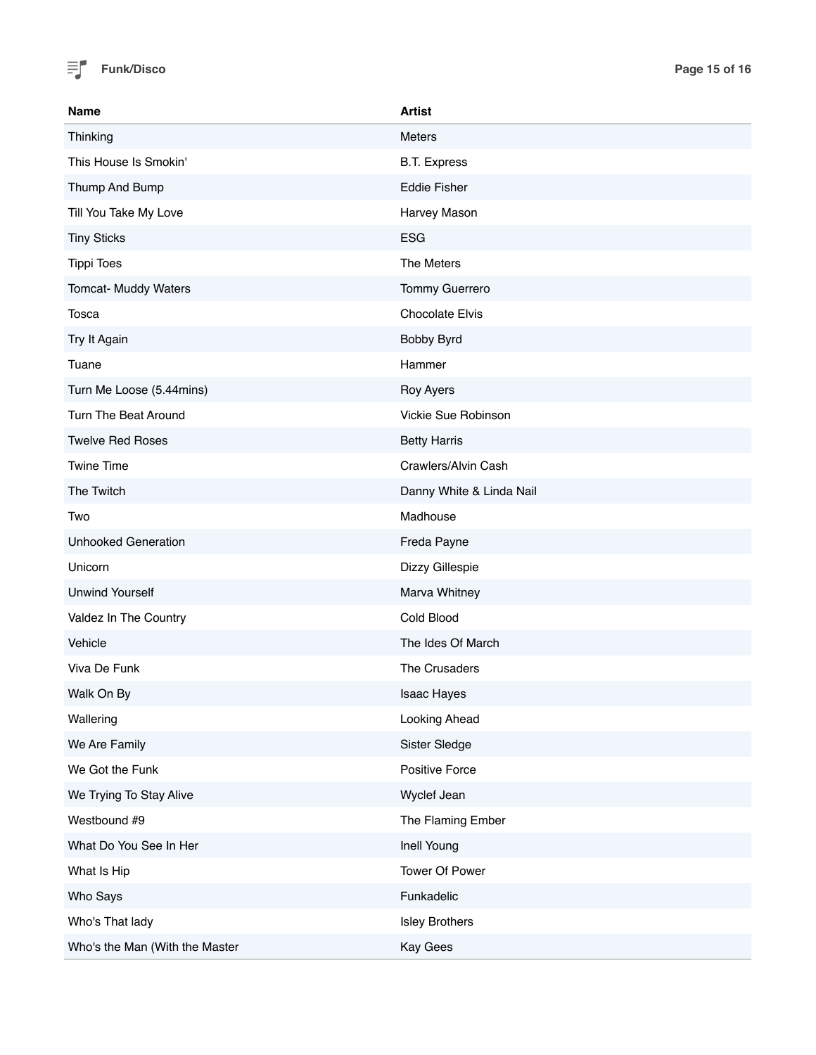| Name | Artist |
| --- | --- |
| Thinking | Meters |
| This House Is Smokin' | B.T. Express |
| Thump And Bump | Eddie Fisher |
| Till You Take My Love | Harvey Mason |
| Tiny Sticks | ESG |
| Tippi Toes | The Meters |
| Tomcat- Muddy Waters | Tommy Guerrero |
| Tosca | Chocolate Elvis |
| Try It Again | Bobby Byrd |
| Tuane | Hammer |
| Turn Me Loose (5.44mins) | Roy Ayers |
| Turn The Beat Around | Vickie Sue Robinson |
| Twelve Red Roses | Betty Harris |
| Twine Time | Crawlers/Alvin Cash |
| The Twitch | Danny White & Linda Nail |
| Two | Madhouse |
| Unhooked Generation | Freda Payne |
| Unicorn | Dizzy Gillespie |
| Unwind Yourself | Marva Whitney |
| Valdez In The Country | Cold Blood |
| Vehicle | The Ides Of March |
| Viva De Funk | The Crusaders |
| Walk On By | Isaac Hayes |
| Wallering | Looking Ahead |
| We Are Family | Sister Sledge |
| We Got the Funk | Positive Force |
| We Trying To Stay Alive | Wyclef Jean |
| Westbound #9 | The Flaming Ember |
| What Do You See In Her | Inell Young |
| What Is Hip | Tower Of Power |
| Who Says | Funkadelic |
| Who's That lady | Isley Brothers |
| Who's the Man (With the Master | Kay Gees |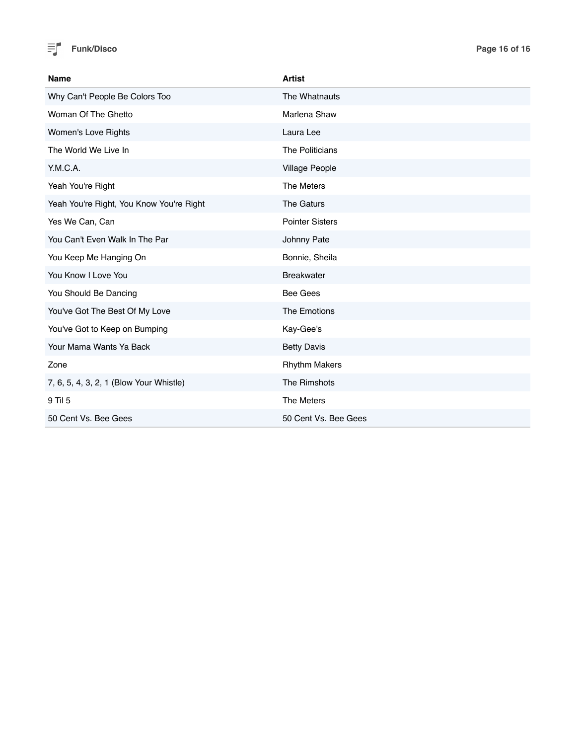| Name | Artist |
|---|---|
| Why Can't People Be Colors Too | The Whatnauts |
| Woman Of The Ghetto | Marlena Shaw |
| Women's Love Rights | Laura Lee |
| The World We Live In | The Politicians |
| Y.M.C.A. | Village People |
| Yeah You're Right | The Meters |
| Yeah You're Right, You Know You're Right | The Gaturs |
| Yes We Can, Can | Pointer Sisters |
| You Can't Even Walk In The Par | Johnny Pate |
| You Keep Me Hanging On | Bonnie, Sheila |
| You Know I Love You | Breakwater |
| You Should Be Dancing | Bee Gees |
| You've Got The Best Of My Love | The Emotions |
| You've Got to Keep on Bumping | Kay-Gee's |
| Your Mama Wants Ya Back | Betty Davis |
| Zone | Rhythm Makers |
| 7, 6, 5, 4, 3, 2, 1 (Blow Your Whistle) | The Rimshots |
| 9 Til 5 | The Meters |
| 50 Cent Vs. Bee Gees | 50 Cent Vs. Bee Gees |